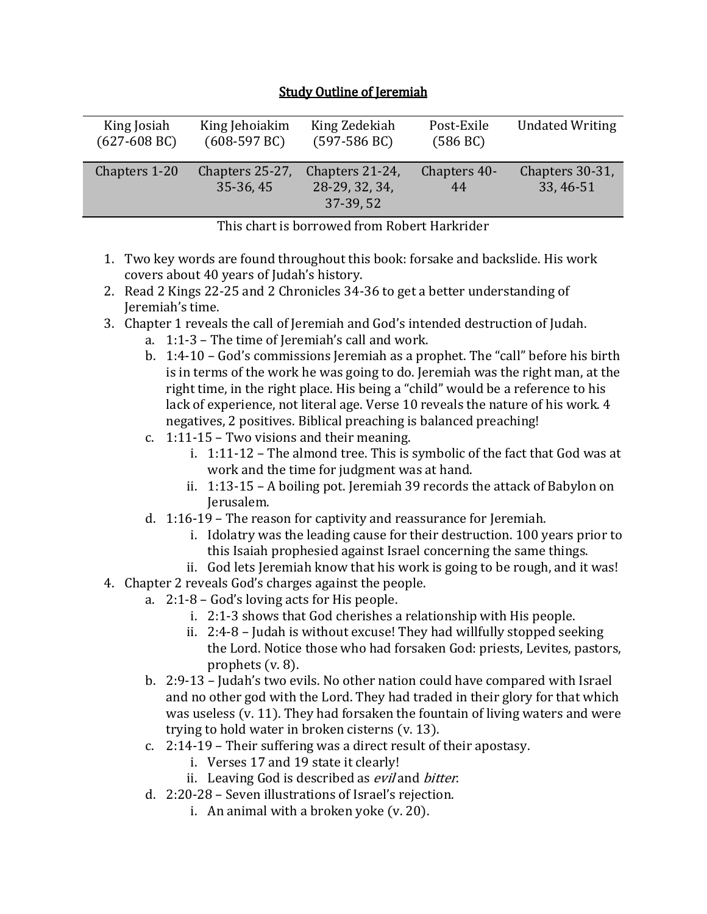# Study Outline of Jeremiah

| King Josiah (627-608 BC) | King Jehoiakim (608-597 BC) | King Zedekiah (597-586 BC) | Post-Exile (586 BC) | Undated Writing |
|---|---|---|---|---|
| Chapters 1-20 | Chapters 25-27, 35-36, 45 | Chapters 21-24, 28-29, 32, 34, 37-39, 52 | Chapters 40-44 | Chapters 30-31, 33, 46-51 |

This chart is borrowed from Robert Harkrider

1. Two key words are found throughout this book: forsake and backslide. His work covers about 40 years of Judah's history.
2. Read 2 Kings 22-25 and 2 Chronicles 34-36 to get a better understanding of Jeremiah's time.
3. Chapter 1 reveals the call of Jeremiah and God's intended destruction of Judah.
   a. 1:1-3 – The time of Jeremiah's call and work.
   b. 1:4-10 – God's commissions Jeremiah as a prophet. The "call" before his birth is in terms of the work he was going to do. Jeremiah was the right man, at the right time, in the right place. His being a "child" would be a reference to his lack of experience, not literal age. Verse 10 reveals the nature of his work. 4 negatives, 2 positives. Biblical preaching is balanced preaching!
   c. 1:11-15 – Two visions and their meaning.
      i. 1:11-12 – The almond tree. This is symbolic of the fact that God was at work and the time for judgment was at hand.
      ii. 1:13-15 – A boiling pot. Jeremiah 39 records the attack of Babylon on Jerusalem.
   d. 1:16-19 – The reason for captivity and reassurance for Jeremiah.
      i. Idolatry was the leading cause for their destruction. 100 years prior to this Isaiah prophesied against Israel concerning the same things.
      ii. God lets Jeremiah know that his work is going to be rough, and it was!
4. Chapter 2 reveals God's charges against the people.
   a. 2:1-8 – God's loving acts for His people.
      i. 2:1-3 shows that God cherishes a relationship with His people.
      ii. 2:4-8 – Judah is without excuse! They had willfully stopped seeking the Lord. Notice those who had forsaken God: priests, Levites, pastors, prophets (v. 8).
   b. 2:9-13 – Judah's two evils. No other nation could have compared with Israel and no other god with the Lord. They had traded in their glory for that which was useless (v. 11). They had forsaken the fountain of living waters and were trying to hold water in broken cisterns (v. 13).
   c. 2:14-19 – Their suffering was a direct result of their apostasy.
      i. Verses 17 and 19 state it clearly!
      ii. Leaving God is described as *evil* and *bitter*.
   d. 2:20-28 – Seven illustrations of Israel's rejection.
      i. An animal with a broken yoke (v. 20).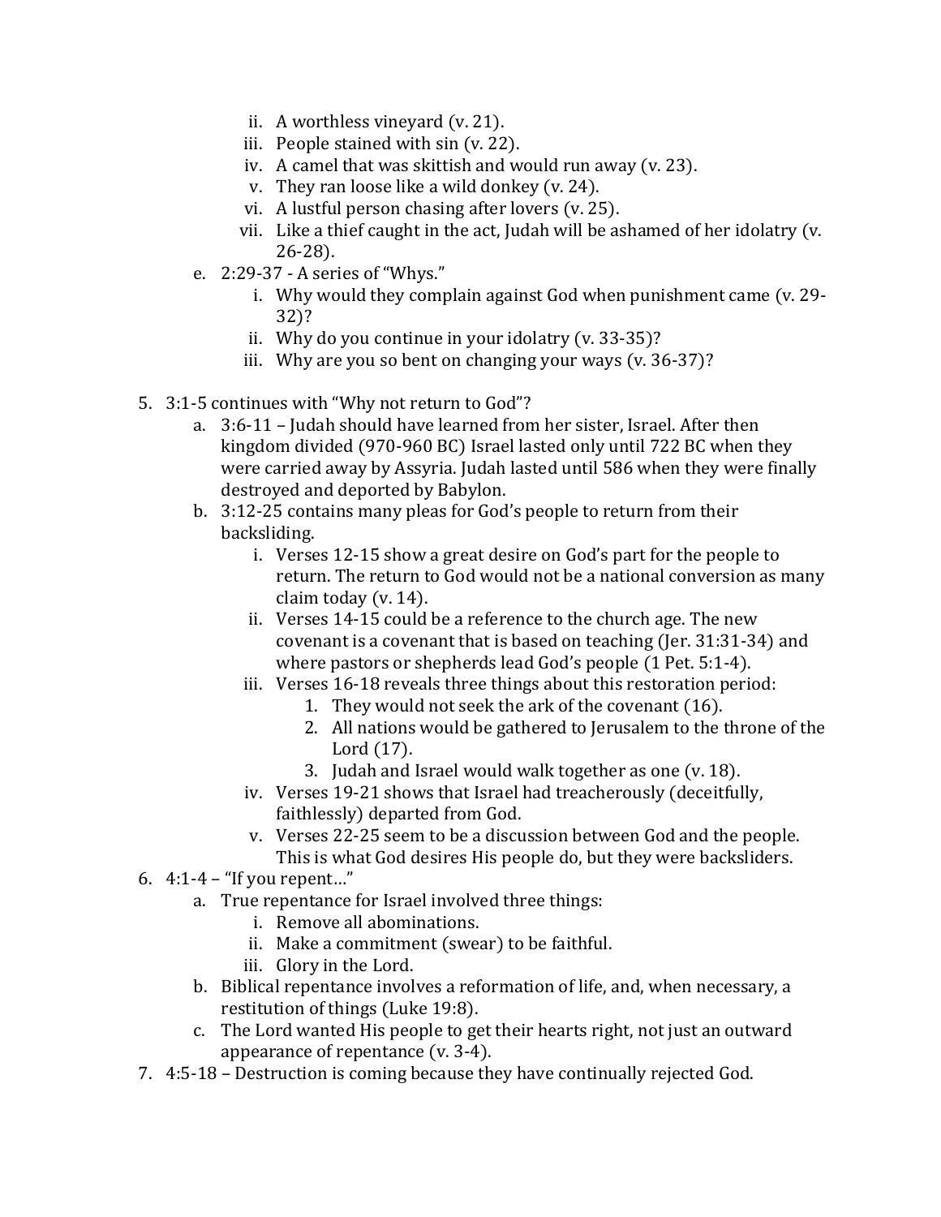- ii. A worthless vineyard (v. 21).
   - iii. People stained with sin (v. 22).
   - iv. A camel that was skittish and would run away (v. 23).
   - v. They ran loose like a wild donkey (v. 24).
   - vi. A lustful person chasing after lovers (v. 25).
   - vii. Like a thief caught in the act, Judah will be ashamed of her idolatry (v. 26-28).
  - e. 2:29-37 - A series of "Whys."
    - i. Why would they complain against God when punishment came (v. 29-32)?
    - ii. Why do you continue in your idolatry (v. 33-35)?
    - iii. Why are you so bent on changing your ways (v. 36-37)?

5. 3:1-5 continues with "Why not return to God"?
   - a. 3:6-11 – Judah should have learned from her sister, Israel. After then kingdom divided (970-960 BC) Israel lasted only until 722 BC when they were carried away by Assyria. Judah lasted until 586 when they were finally destroyed and deported by Babylon.
   - b. 3:12-25 contains many pleas for God's people to return from their backsliding.
     - i. Verses 12-15 show a great desire on God's part for the people to return. The return to God would not be a national conversion as many claim today (v. 14).
     - ii. Verses 14-15 could be a reference to the church age. The new covenant is a covenant that is based on teaching (Jer. 31:31-34) and where pastors or shepherds lead God's people (1 Pet. 5:1-4).
     - iii. Verses 16-18 reveals three things about this restoration period:
       1. They would not seek the ark of the covenant (16).
       2. All nations would be gathered to Jerusalem to the throne of the Lord (17).
       3. Judah and Israel would walk together as one (v. 18).
     - iv. Verses 19-21 shows that Israel had treacherously (deceitfully, faithlessly) departed from God.
     - v. Verses 22-25 seem to be a discussion between God and the people. This is what God desires His people do, but they were backsliders.
6. 4:1-4 – "If you repent…"
   - a. True repentance for Israel involved three things:
     - i. Remove all abominations.
     - ii. Make a commitment (swear) to be faithful.
     - iii. Glory in the Lord.
   - b. Biblical repentance involves a reformation of life, and, when necessary, a restitution of things (Luke 19:8).
   - c. The Lord wanted His people to get their hearts right, not just an outward appearance of repentance (v. 3-4).
7. 4:5-18 – Destruction is coming because they have continually rejected God.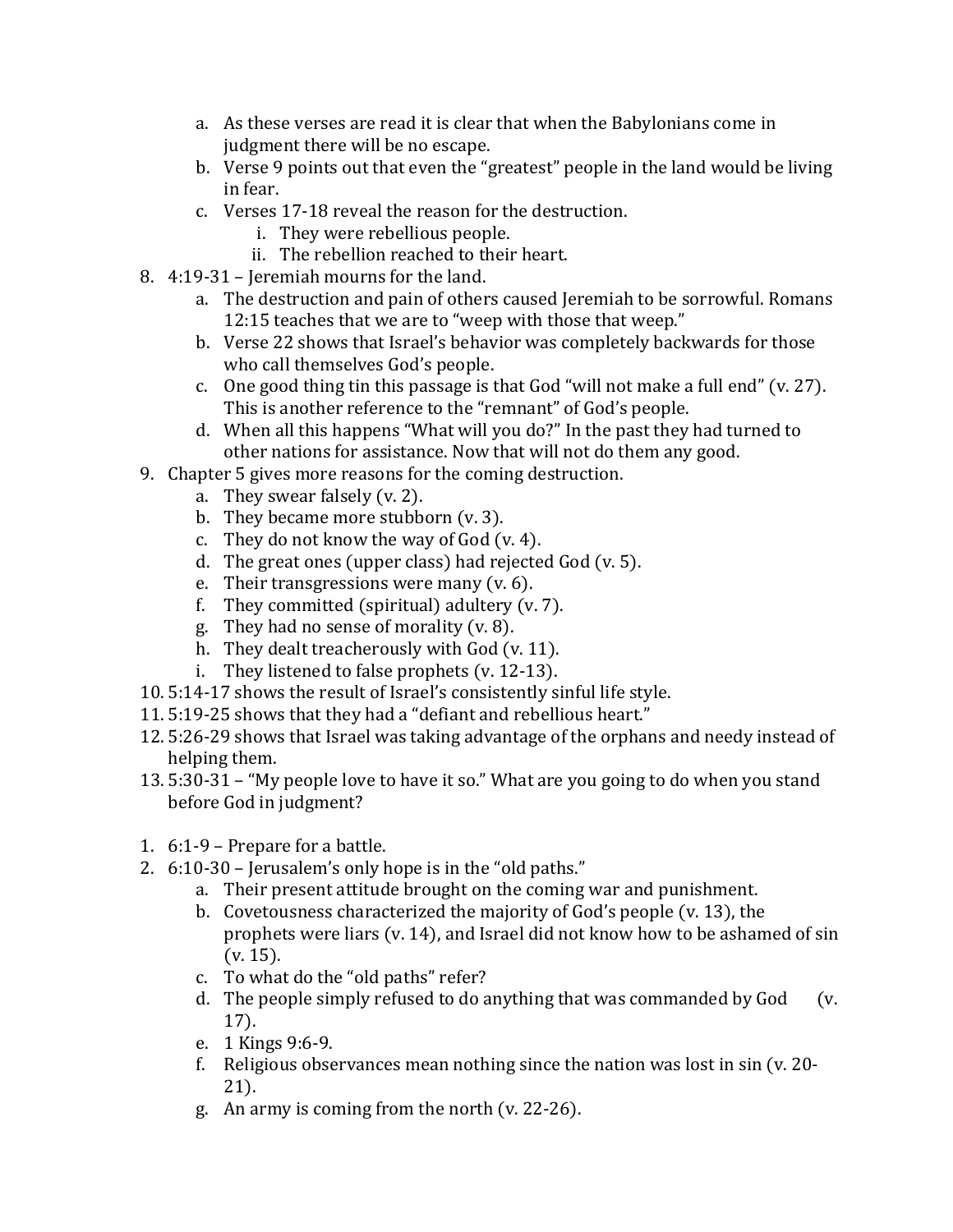a. As these verses are read it is clear that when the Babylonians come in judgment there will be no escape.
   b. Verse 9 points out that even the "greatest" people in the land would be living in fear.
   c. Verses 17-18 reveal the reason for the destruction.
      i. They were rebellious people.
      ii. The rebellion reached to their heart.
8. 4:19-31 – Jeremiah mourns for the land.
   a. The destruction and pain of others caused Jeremiah to be sorrowful. Romans 12:15 teaches that we are to "weep with those that weep."
   b. Verse 22 shows that Israel's behavior was completely backwards for those who call themselves God's people.
   c. One good thing tin this passage is that God "will not make a full end" (v. 27). This is another reference to the "remnant" of God's people.
   d. When all this happens "What will you do?" In the past they had turned to other nations for assistance. Now that will not do them any good.
9. Chapter 5 gives more reasons for the coming destruction.
   a. They swear falsely (v. 2).
   b. They became more stubborn (v. 3).
   c. They do not know the way of God (v. 4).
   d. The great ones (upper class) had rejected God (v. 5).
   e. Their transgressions were many (v. 6).
   f. They committed (spiritual) adultery (v. 7).
   g. They had no sense of morality (v. 8).
   h. They dealt treacherously with God (v. 11).
   i. They listened to false prophets (v. 12-13).
10. 5:14-17 shows the result of Israel's consistently sinful life style.
11. 5:19-25 shows that they had a "defiant and rebellious heart."
12. 5:26-29 shows that Israel was taking advantage of the orphans and needy instead of helping them.
13. 5:30-31 – "My people love to have it so." What are you going to do when you stand before God in judgment?

1. 6:1-9 – Prepare for a battle.
2. 6:10-30 – Jerusalem's only hope is in the "old paths."
   a. Their present attitude brought on the coming war and punishment.
   b. Covetousness characterized the majority of God's people (v. 13), the prophets were liars (v. 14), and Israel did not know how to be ashamed of sin (v. 15).
   c. To what do the "old paths" refer?
   d. The people simply refused to do anything that was commanded by God (v. 17).
   e. 1 Kings 9:6-9.
   f. Religious observances mean nothing since the nation was lost in sin (v. 20-21).
   g. An army is coming from the north (v. 22-26).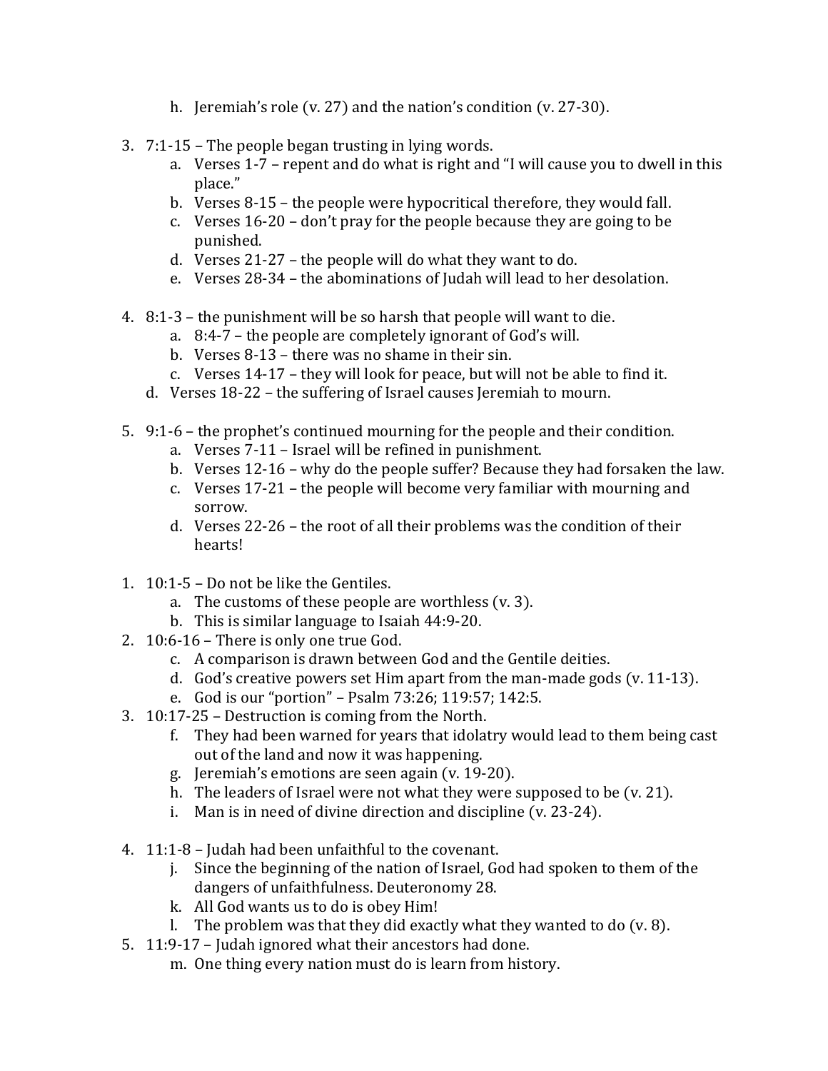h. Jeremiah's role (v. 27) and the nation's condition (v. 27-30).

3. 7:1-15 – The people began trusting in lying words.
    a. Verses 1-7 – repent and do what is right and "I will cause you to dwell in this place."
    b. Verses 8-15 – the people were hypocritical therefore, they would fall.
    c. Verses 16-20 – don't pray for the people because they are going to be punished.
    d. Verses 21-27 – the people will do what they want to do.
    e. Verses 28-34 – the abominations of Judah will lead to her desolation.

4. 8:1-3 – the punishment will be so harsh that people will want to die.
    a. 8:4-7 – the people are completely ignorant of God's will.
    b. Verses 8-13 – there was no shame in their sin.
    c. Verses 14-17 – they will look for peace, but will not be able to find it.
    d. Verses 18-22 – the suffering of Israel causes Jeremiah to mourn.

5. 9:1-6 – the prophet's continued mourning for the people and their condition.
    a. Verses 7-11 – Israel will be refined in punishment.
    b. Verses 12-16 – why do the people suffer? Because they had forsaken the law.
    c. Verses 17-21 – the people will become very familiar with mourning and sorrow.
    d. Verses 22-26 – the root of all their problems was the condition of their hearts!

1. 10:1-5 – Do not be like the Gentiles.
    a. The customs of these people are worthless (v. 3).
    b. This is similar language to Isaiah 44:9-20.
2. 10:6-16 – There is only one true God.
    c. A comparison is drawn between God and the Gentile deities.
    d. God's creative powers set Him apart from the man-made gods (v. 11-13).
    e. God is our "portion" – Psalm 73:26; 119:57; 142:5.
3. 10:17-25 – Destruction is coming from the North.
    f. They had been warned for years that idolatry would lead to them being cast out of the land and now it was happening.
    g. Jeremiah's emotions are seen again (v. 19-20).
    h. The leaders of Israel were not what they were supposed to be (v. 21).
    i. Man is in need of divine direction and discipline (v. 23-24).

4. 11:1-8 – Judah had been unfaithful to the covenant.
    j. Since the beginning of the nation of Israel, God had spoken to them of the dangers of unfaithfulness. Deuteronomy 28.
    k. All God wants us to do is obey Him!
    l. The problem was that they did exactly what they wanted to do (v. 8).
5. 11:9-17 – Judah ignored what their ancestors had done.
    m. One thing every nation must do is learn from history.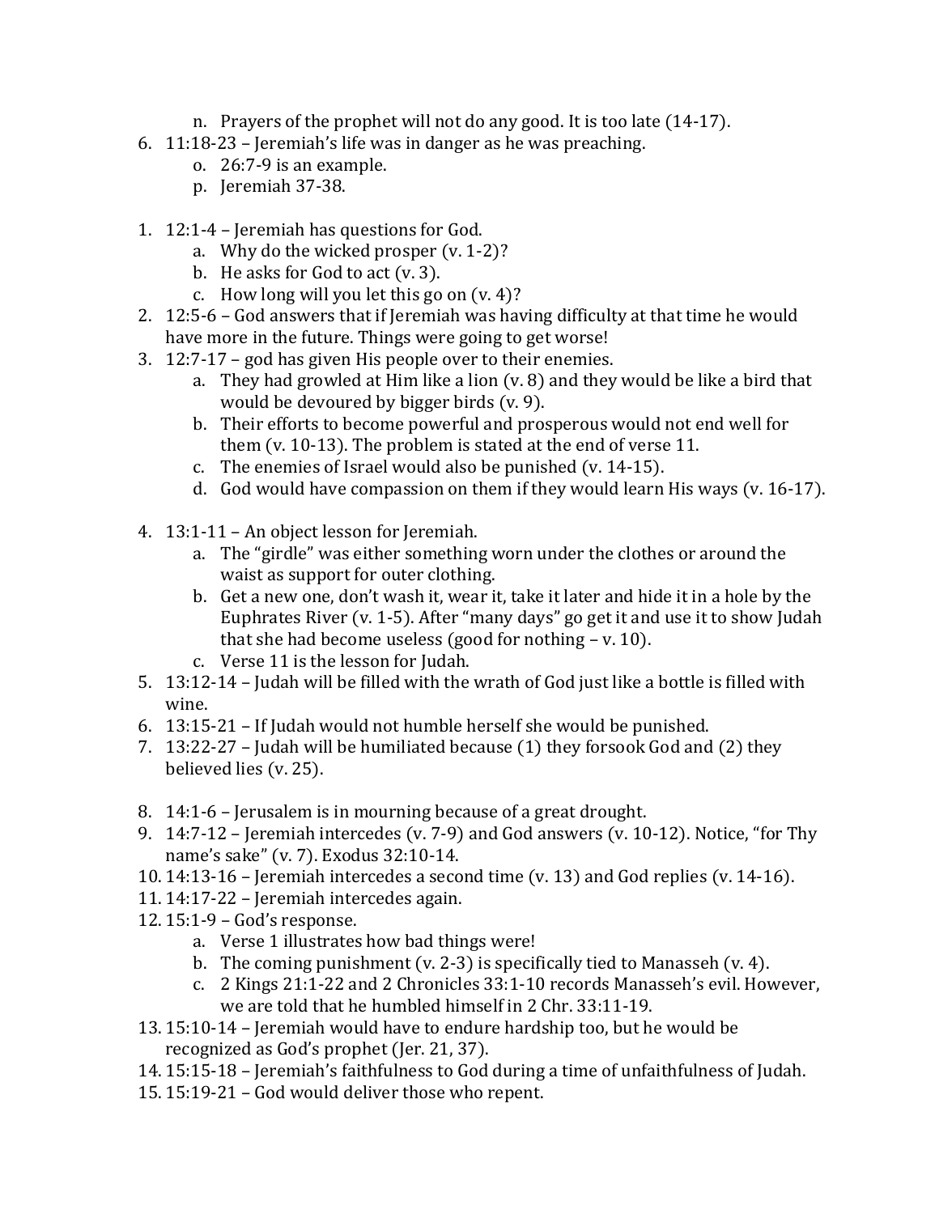n. Prayers of the prophet will not do any good. It is too late (14-17).

6. 11:18-23 – Jeremiah's life was in danger as he was preaching.
   o. 26:7-9 is an example.
   p. Jeremiah 37-38.

1. 12:1-4 – Jeremiah has questions for God.
   a. Why do the wicked prosper (v. 1-2)?
   b. He asks for God to act (v. 3).
   c. How long will you let this go on (v. 4)?
2. 12:5-6 – God answers that if Jeremiah was having difficulty at that time he would have more in the future. Things were going to get worse!
3. 12:7-17 – god has given His people over to their enemies.
   a. They had growled at Him like a lion (v. 8) and they would be like a bird that would be devoured by bigger birds (v. 9).
   b. Their efforts to become powerful and prosperous would not end well for them (v. 10-13). The problem is stated at the end of verse 11.
   c. The enemies of Israel would also be punished (v. 14-15).
   d. God would have compassion on them if they would learn His ways (v. 16-17).

4. 13:1-11 – An object lesson for Jeremiah.
   a. The "girdle" was either something worn under the clothes or around the waist as support for outer clothing.
   b. Get a new one, don't wash it, wear it, take it later and hide it in a hole by the Euphrates River (v. 1-5). After "many days" go get it and use it to show Judah that she had become useless (good for nothing – v. 10).
   c. Verse 11 is the lesson for Judah.
5. 13:12-14 – Judah will be filled with the wrath of God just like a bottle is filled with wine.
6. 13:15-21 – If Judah would not humble herself she would be punished.
7. 13:22-27 – Judah will be humiliated because (1) they forsook God and (2) they believed lies (v. 25).

8. 14:1-6 – Jerusalem is in mourning because of a great drought.
9. 14:7-12 – Jeremiah intercedes (v. 7-9) and God answers (v. 10-12). Notice, "for Thy name's sake" (v. 7). Exodus 32:10-14.
10. 14:13-16 – Jeremiah intercedes a second time (v. 13) and God replies (v. 14-16).
11. 14:17-22 – Jeremiah intercedes again.
12. 15:1-9 – God's response.
    a. Verse 1 illustrates how bad things were!
    b. The coming punishment (v. 2-3) is specifically tied to Manasseh (v. 4).
    c. 2 Kings 21:1-22 and 2 Chronicles 33:1-10 records Manasseh's evil. However, we are told that he humbled himself in 2 Chr. 33:11-19.
13. 15:10-14 – Jeremiah would have to endure hardship too, but he would be recognized as God's prophet (Jer. 21, 37).
14. 15:15-18 – Jeremiah's faithfulness to God during a time of unfaithfulness of Judah.
15. 15:19-21 – God would deliver those who repent.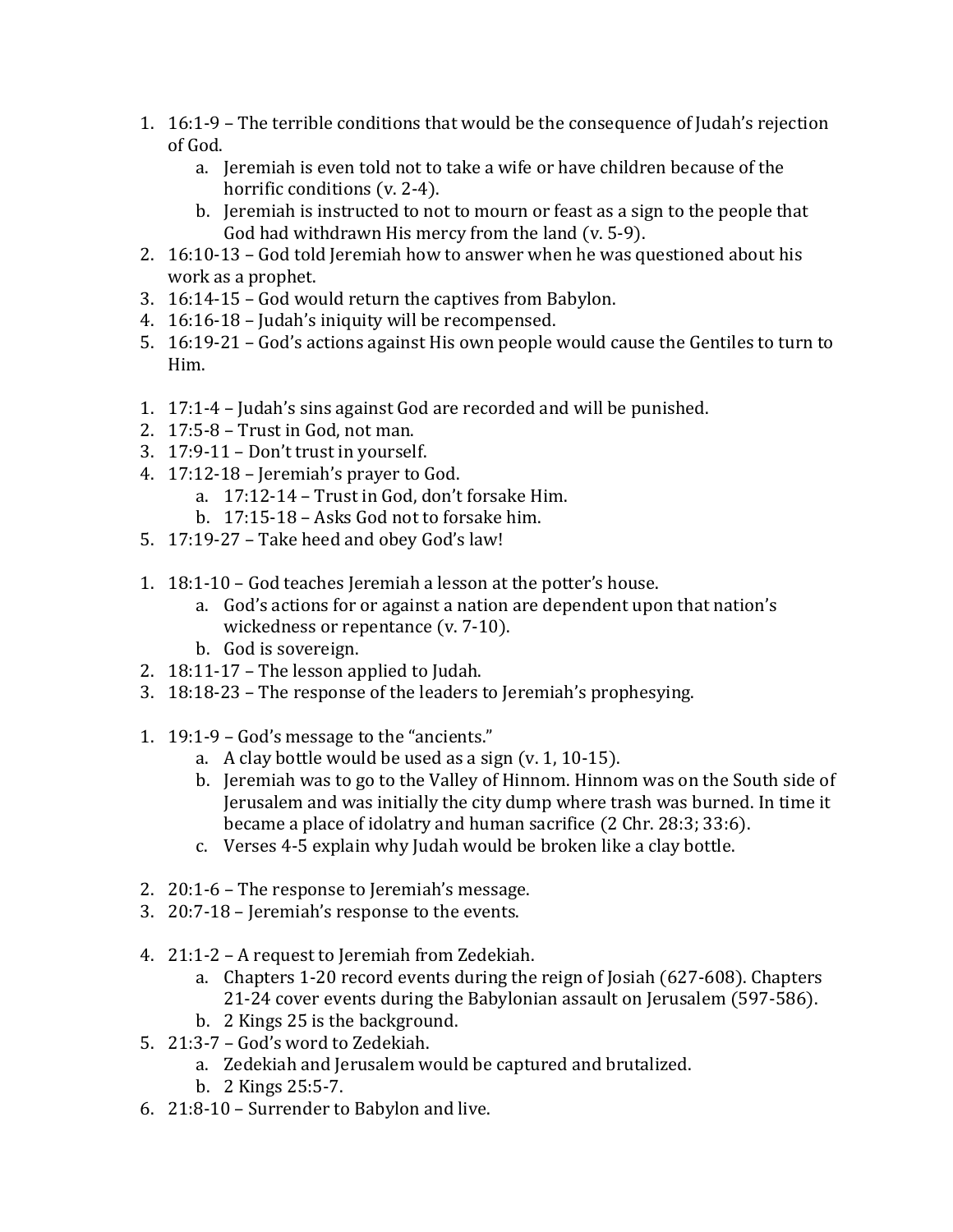1. 16:1-9 – The terrible conditions that would be the consequence of Judah's rejection of God.
    a. Jeremiah is even told not to take a wife or have children because of the horrific conditions (v. 2-4).
    b. Jeremiah is instructed to not to mourn or feast as a sign to the people that God had withdrawn His mercy from the land (v. 5-9).
2. 16:10-13 – God told Jeremiah how to answer when he was questioned about his work as a prophet.
3. 16:14-15 – God would return the captives from Babylon.
4. 16:16-18 – Judah's iniquity will be recompensed.
5. 16:19-21 – God's actions against His own people would cause the Gentiles to turn to Him.

1. 17:1-4 – Judah's sins against God are recorded and will be punished.
2. 17:5-8 – Trust in God, not man.
3. 17:9-11 – Don't trust in yourself.
4. 17:12-18 – Jeremiah's prayer to God.
    a. 17:12-14 – Trust in God, don't forsake Him.
    b. 17:15-18 – Asks God not to forsake him.
5. 17:19-27 – Take heed and obey God's law!

1. 18:1-10 – God teaches Jeremiah a lesson at the potter's house.
    a. God's actions for or against a nation are dependent upon that nation's wickedness or repentance (v. 7-10).
    b. God is sovereign.
2. 18:11-17 – The lesson applied to Judah.
3. 18:18-23 – The response of the leaders to Jeremiah's prophesying.

1. 19:1-9 – God's message to the "ancients."
    a. A clay bottle would be used as a sign (v. 1, 10-15).
    b. Jeremiah was to go to the Valley of Hinnom. Hinnom was on the South side of Jerusalem and was initially the city dump where trash was burned. In time it became a place of idolatry and human sacrifice (2 Chr. 28:3; 33:6).
    c. Verses 4-5 explain why Judah would be broken like a clay bottle.

2. 20:1-6 – The response to Jeremiah's message.
3. 20:7-18 – Jeremiah's response to the events.

4. 21:1-2 – A request to Jeremiah from Zedekiah.
    a. Chapters 1-20 record events during the reign of Josiah (627-608). Chapters 21-24 cover events during the Babylonian assault on Jerusalem (597-586).
    b. 2 Kings 25 is the background.
5. 21:3-7 – God's word to Zedekiah.
    a. Zedekiah and Jerusalem would be captured and brutalized.
    b. 2 Kings 25:5-7.
6. 21:8-10 – Surrender to Babylon and live.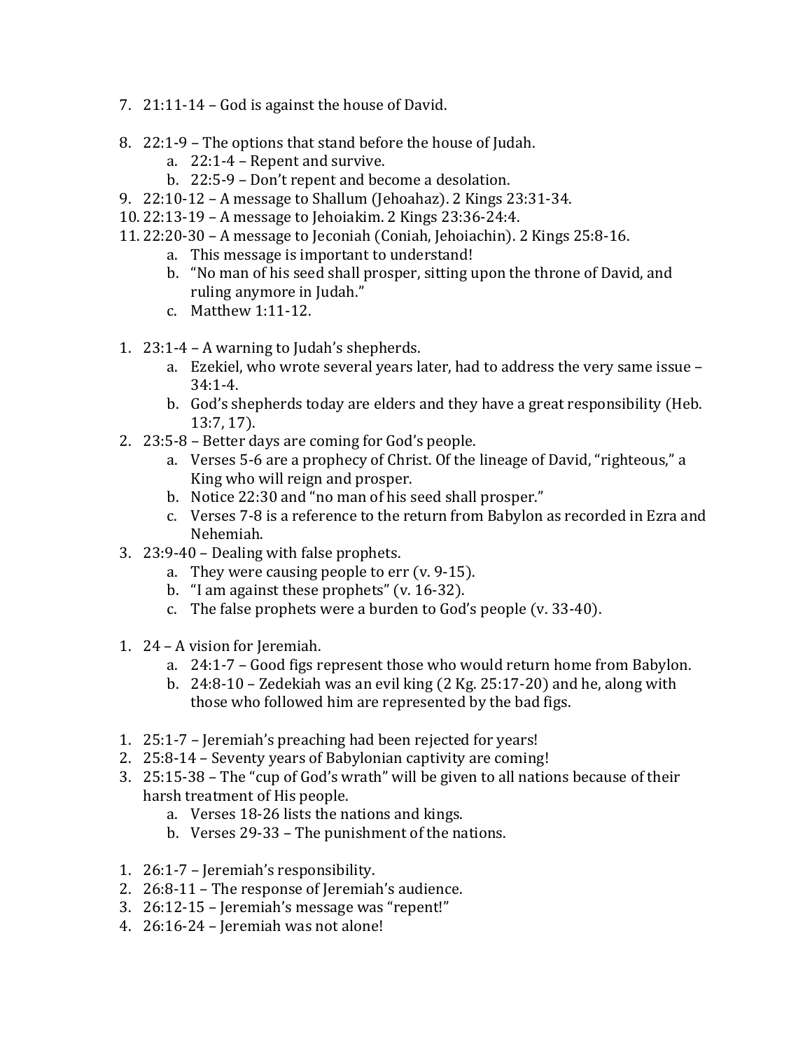7. 21:11-14 – God is against the house of David.

8. 22:1-9 – The options that stand before the house of Judah.
    a. 22:1-4 – Repent and survive.
    b. 22:5-9 – Don't repent and become a desolation.
9. 22:10-12 – A message to Shallum (Jehoahaz). 2 Kings 23:31-34.
10. 22:13-19 – A message to Jehoiakim. 2 Kings 23:36-24:4.
11. 22:20-30 – A message to Jeconiah (Coniah, Jehoiachin). 2 Kings 25:8-16.
    a. This message is important to understand!
    b. "No man of his seed shall prosper, sitting upon the throne of David, and ruling anymore in Judah."
    c. Matthew 1:11-12.

1. 23:1-4 – A warning to Judah's shepherds.
    a. Ezekiel, who wrote several years later, had to address the very same issue – 34:1-4.
    b. God's shepherds today are elders and they have a great responsibility (Heb. 13:7, 17).
2. 23:5-8 – Better days are coming for God's people.
    a. Verses 5-6 are a prophecy of Christ. Of the lineage of David, "righteous," a King who will reign and prosper.
    b. Notice 22:30 and "no man of his seed shall prosper."
    c. Verses 7-8 is a reference to the return from Babylon as recorded in Ezra and Nehemiah.
3. 23:9-40 – Dealing with false prophets.
    a. They were causing people to err (v. 9-15).
    b. "I am against these prophets" (v. 16-32).
    c. The false prophets were a burden to God's people (v. 33-40).

1. 24 – A vision for Jeremiah.
    a. 24:1-7 – Good figs represent those who would return home from Babylon.
    b. 24:8-10 – Zedekiah was an evil king (2 Kg. 25:17-20) and he, along with those who followed him are represented by the bad figs.

1. 25:1-7 – Jeremiah's preaching had been rejected for years!
2. 25:8-14 – Seventy years of Babylonian captivity are coming!
3. 25:15-38 – The "cup of God's wrath" will be given to all nations because of their harsh treatment of His people.
    a. Verses 18-26 lists the nations and kings.
    b. Verses 29-33 – The punishment of the nations.

1. 26:1-7 – Jeremiah's responsibility.
2. 26:8-11 – The response of Jeremiah's audience.
3. 26:12-15 – Jeremiah's message was "repent!"
4. 26:16-24 – Jeremiah was not alone!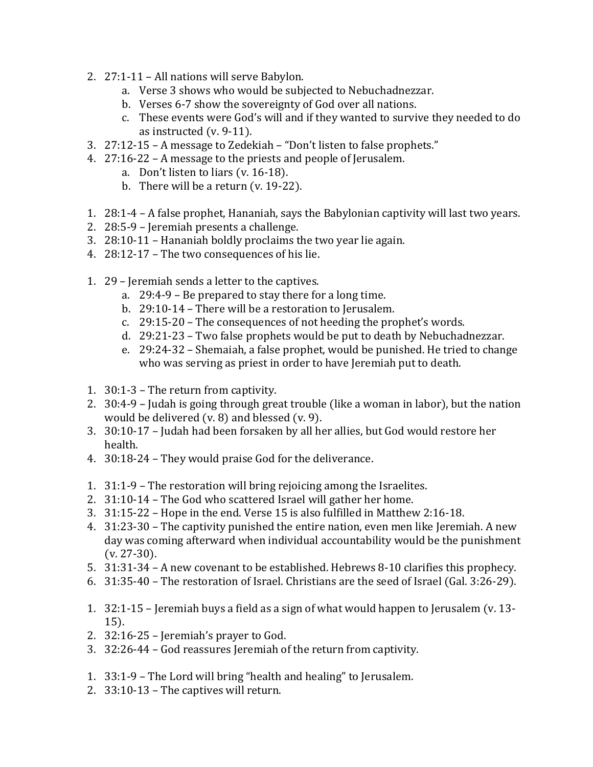2. 27:1-11 – All nations will serve Babylon.
    a. Verse 3 shows who would be subjected to Nebuchadnezzar.
    b. Verses 6-7 show the sovereignty of God over all nations.
    c. These events were God's will and if they wanted to survive they needed to do as instructed (v. 9-11).
3. 27:12-15 – A message to Zedekiah – "Don't listen to false prophets."
4. 27:16-22 – A message to the priests and people of Jerusalem.
    a. Don't listen to liars (v. 16-18).
    b. There will be a return (v. 19-22).

1. 28:1-4 – A false prophet, Hananiah, says the Babylonian captivity will last two years.
2. 28:5-9 – Jeremiah presents a challenge.
3. 28:10-11 – Hananiah boldly proclaims the two year lie again.
4. 28:12-17 – The two consequences of his lie.

1. 29 – Jeremiah sends a letter to the captives.
    a. 29:4-9 – Be prepared to stay there for a long time.
    b. 29:10-14 – There will be a restoration to Jerusalem.
    c. 29:15-20 – The consequences of not heeding the prophet's words.
    d. 29:21-23 – Two false prophets would be put to death by Nebuchadnezzar.
    e. 29:24-32 – Shemaiah, a false prophet, would be punished. He tried to change who was serving as priest in order to have Jeremiah put to death.

1. 30:1-3 – The return from captivity.
2. 30:4-9 – Judah is going through great trouble (like a woman in labor), but the nation would be delivered (v. 8) and blessed (v. 9).
3. 30:10-17 – Judah had been forsaken by all her allies, but God would restore her health.
4. 30:18-24 – They would praise God for the deliverance.

1. 31:1-9 – The restoration will bring rejoicing among the Israelites.
2. 31:10-14 – The God who scattered Israel will gather her home.
3. 31:15-22 – Hope in the end. Verse 15 is also fulfilled in Matthew 2:16-18.
4. 31:23-30 – The captivity punished the entire nation, even men like Jeremiah. A new day was coming afterward when individual accountability would be the punishment (v. 27-30).
5. 31:31-34 – A new covenant to be established. Hebrews 8-10 clarifies this prophecy.
6. 31:35-40 – The restoration of Israel. Christians are the seed of Israel (Gal. 3:26-29).

1. 32:1-15 – Jeremiah buys a field as a sign of what would happen to Jerusalem (v. 13-15).
2. 32:16-25 – Jeremiah's prayer to God.
3. 32:26-44 – God reassures Jeremiah of the return from captivity.

1. 33:1-9 – The Lord will bring "health and healing" to Jerusalem.
2. 33:10-13 – The captives will return.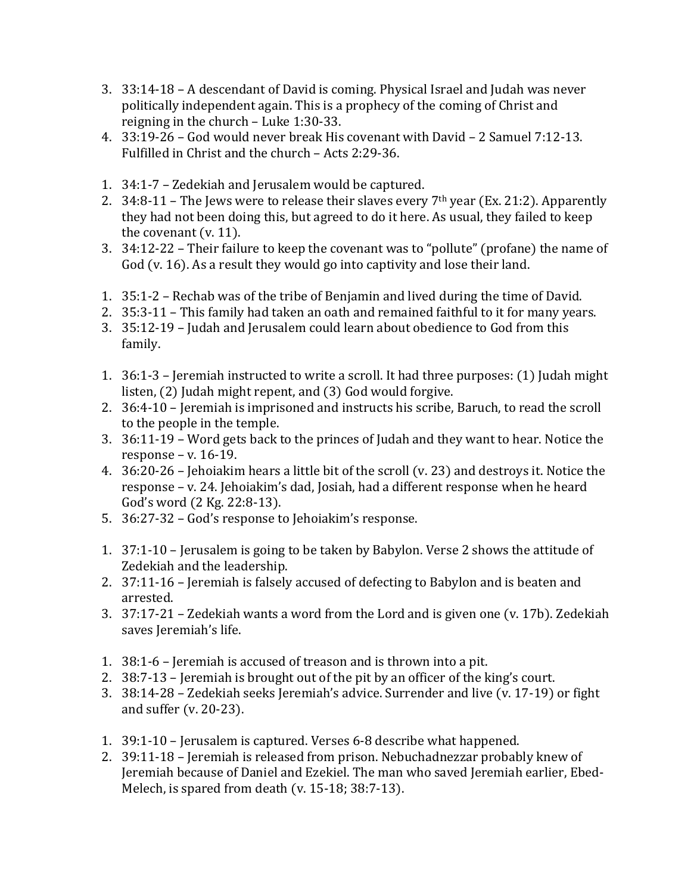3. 33:14-18 – A descendant of David is coming. Physical Israel and Judah was never politically independent again. This is a prophecy of the coming of Christ and reigning in the church – Luke 1:30-33.
4. 33:19-26 – God would never break His covenant with David – 2 Samuel 7:12-13. Fulfilled in Christ and the church – Acts 2:29-36.

1. 34:1-7 – Zedekiah and Jerusalem would be captured.
2. 34:8-11 – The Jews were to release their slaves every 7th year (Ex. 21:2). Apparently they had not been doing this, but agreed to do it here. As usual, they failed to keep the covenant (v. 11).
3. 34:12-22 – Their failure to keep the covenant was to "pollute" (profane) the name of God (v. 16). As a result they would go into captivity and lose their land.

1. 35:1-2 – Rechab was of the tribe of Benjamin and lived during the time of David.
2. 35:3-11 – This family had taken an oath and remained faithful to it for many years.
3. 35:12-19 – Judah and Jerusalem could learn about obedience to God from this family.

1. 36:1-3 – Jeremiah instructed to write a scroll. It had three purposes: (1) Judah might listen, (2) Judah might repent, and (3) God would forgive.
2. 36:4-10 – Jeremiah is imprisoned and instructs his scribe, Baruch, to read the scroll to the people in the temple.
3. 36:11-19 – Word gets back to the princes of Judah and they want to hear. Notice the response – v. 16-19.
4. 36:20-26 – Jehoiakim hears a little bit of the scroll (v. 23) and destroys it. Notice the response – v. 24. Jehoiakim's dad, Josiah, had a different response when he heard God's word (2 Kg. 22:8-13).
5. 36:27-32 – God's response to Jehoiakim's response.

1. 37:1-10 – Jerusalem is going to be taken by Babylon. Verse 2 shows the attitude of Zedekiah and the leadership.
2. 37:11-16 – Jeremiah is falsely accused of defecting to Babylon and is beaten and arrested.
3. 37:17-21 – Zedekiah wants a word from the Lord and is given one (v. 17b). Zedekiah saves Jeremiah's life.

1. 38:1-6 – Jeremiah is accused of treason and is thrown into a pit.
2. 38:7-13 – Jeremiah is brought out of the pit by an officer of the king's court.
3. 38:14-28 – Zedekiah seeks Jeremiah's advice. Surrender and live (v. 17-19) or fight and suffer (v. 20-23).

1. 39:1-10 – Jerusalem is captured. Verses 6-8 describe what happened.
2. 39:11-18 – Jeremiah is released from prison. Nebuchadnezzar probably knew of Jeremiah because of Daniel and Ezekiel. The man who saved Jeremiah earlier, Ebed-Melech, is spared from death (v. 15-18; 38:7-13).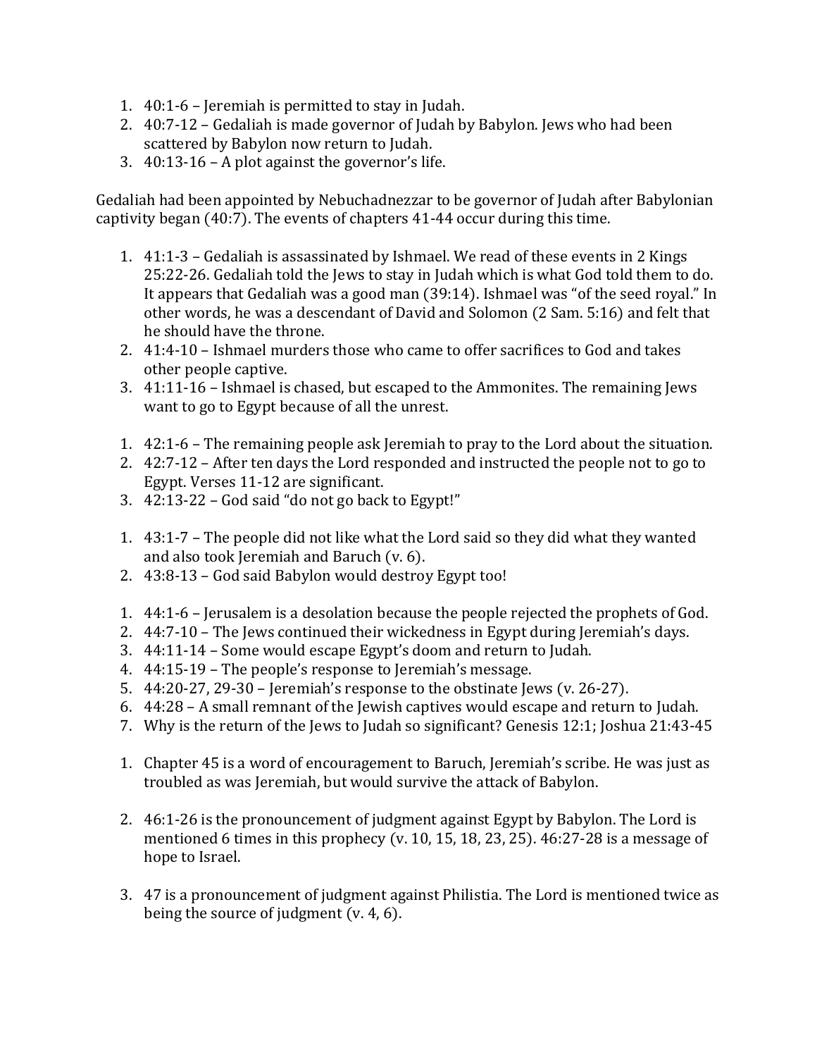1. 40:1-6 – Jeremiah is permitted to stay in Judah.
2. 40:7-12 – Gedaliah is made governor of Judah by Babylon. Jews who had been scattered by Babylon now return to Judah.
3. 40:13-16 – A plot against the governor's life.

Gedaliah had been appointed by Nebuchadnezzar to be governor of Judah after Babylonian captivity began (40:7). The events of chapters 41-44 occur during this time.

1. 41:1-3 – Gedaliah is assassinated by Ishmael. We read of these events in 2 Kings 25:22-26. Gedaliah told the Jews to stay in Judah which is what God told them to do. It appears that Gedaliah was a good man (39:14). Ishmael was "of the seed royal." In other words, he was a descendant of David and Solomon (2 Sam. 5:16) and felt that he should have the throne.
2. 41:4-10 – Ishmael murders those who came to offer sacrifices to God and takes other people captive.
3. 41:11-16 – Ishmael is chased, but escaped to the Ammonites. The remaining Jews want to go to Egypt because of all the unrest.

1. 42:1-6 – The remaining people ask Jeremiah to pray to the Lord about the situation.
2. 42:7-12 – After ten days the Lord responded and instructed the people not to go to Egypt. Verses 11-12 are significant.
3. 42:13-22 – God said "do not go back to Egypt!"

1. 43:1-7 – The people did not like what the Lord said so they did what they wanted and also took Jeremiah and Baruch (v. 6).
2. 43:8-13 – God said Babylon would destroy Egypt too!

1. 44:1-6 – Jerusalem is a desolation because the people rejected the prophets of God.
2. 44:7-10 – The Jews continued their wickedness in Egypt during Jeremiah's days.
3. 44:11-14 – Some would escape Egypt's doom and return to Judah.
4. 44:15-19 – The people's response to Jeremiah's message.
5. 44:20-27, 29-30 – Jeremiah's response to the obstinate Jews (v. 26-27).
6. 44:28 – A small remnant of the Jewish captives would escape and return to Judah.
7. Why is the return of the Jews to Judah so significant? Genesis 12:1; Joshua 21:43-45

1. Chapter 45 is a word of encouragement to Baruch, Jeremiah's scribe. He was just as troubled as was Jeremiah, but would survive the attack of Babylon.

2. 46:1-26 is the pronouncement of judgment against Egypt by Babylon. The Lord is mentioned 6 times in this prophecy (v. 10, 15, 18, 23, 25). 46:27-28 is a message of hope to Israel.

3. 47 is a pronouncement of judgment against Philistia. The Lord is mentioned twice as being the source of judgment (v. 4, 6).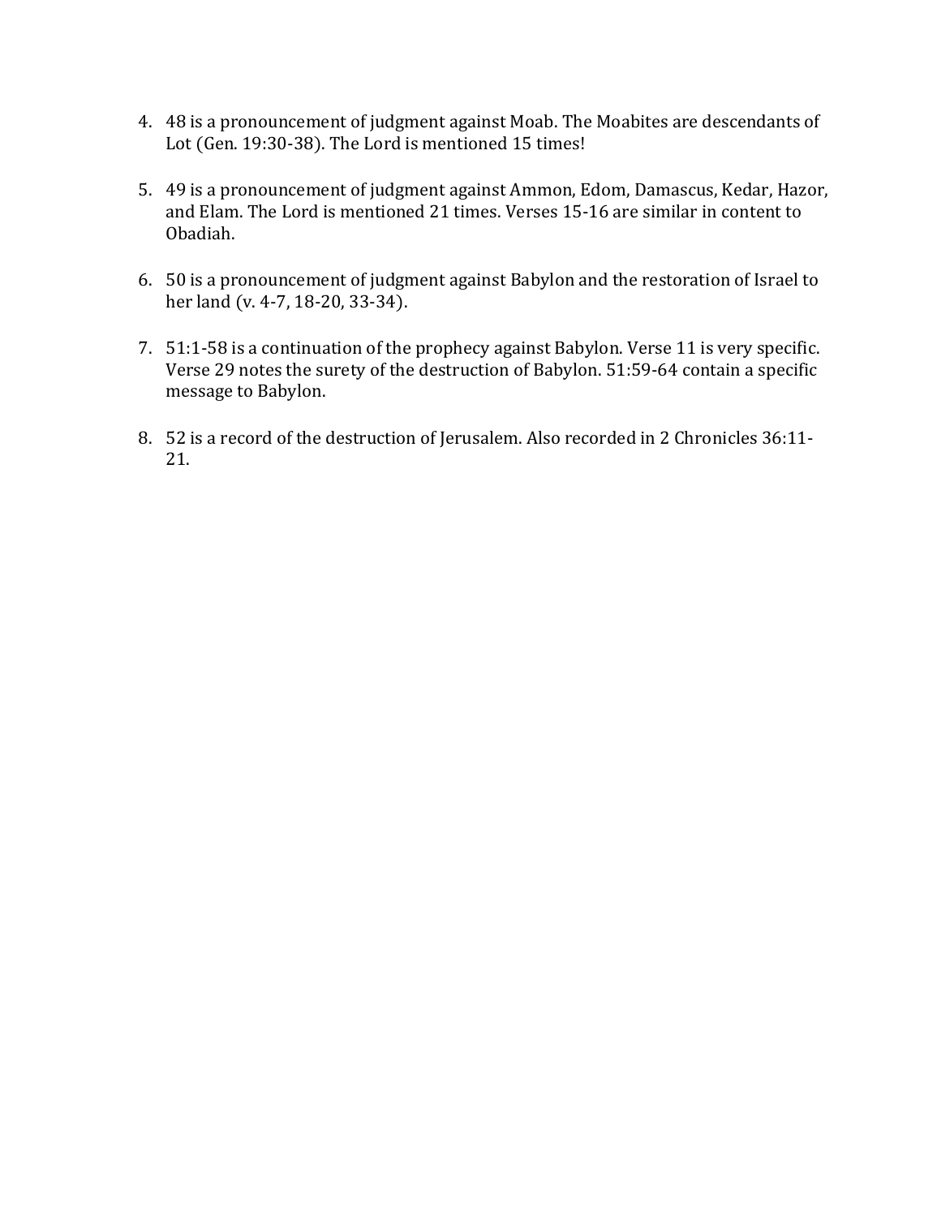4. 48 is a pronouncement of judgment against Moab. The Moabites are descendants of Lot (Gen. 19:30-38). The Lord is mentioned 15 times!

5. 49 is a pronouncement of judgment against Ammon, Edom, Damascus, Kedar, Hazor, and Elam. The Lord is mentioned 21 times. Verses 15-16 are similar in content to Obadiah.

6. 50 is a pronouncement of judgment against Babylon and the restoration of Israel to her land (v. 4-7, 18-20, 33-34).

7. 51:1-58 is a continuation of the prophecy against Babylon. Verse 11 is very specific. Verse 29 notes the surety of the destruction of Babylon. 51:59-64 contain a specific message to Babylon.

8. 52 is a record of the destruction of Jerusalem. Also recorded in 2 Chronicles 36:11-21.